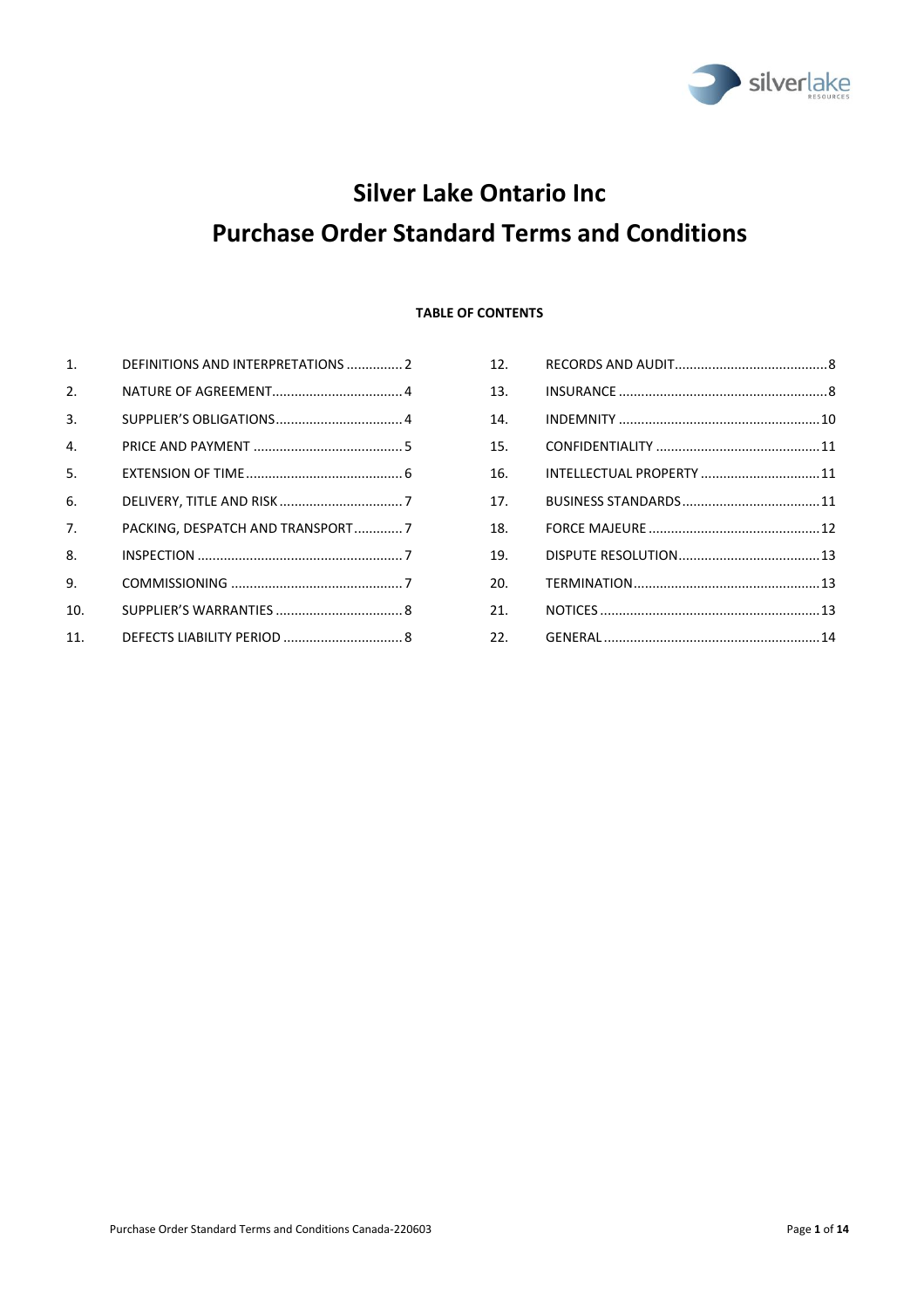# Silver Lake Ontario Inc
# Purchase Order Standard Terms and Conditions

**TABLE OF CONTENTS**

1. DEFINITIONS AND INTERPRETATIONS ............... 2
2. NATURE OF AGREEMENT.................................. 4
3. SUPPLIER'S OBLIGATIONS.................................. 4
4. PRICE AND PAYMENT ........................................ 5
5. EXTENSION OF TIME.......................................... 6
6. DELIVERY, TITLE AND RISK ................................. 7
7. PACKING, DESPATCH AND TRANSPORT............. 7
8. INSPECTION ....................................................... 7
9. COMMISSIONING .............................................. 7
10. SUPPLIER'S WARRANTIES .................................. 8
11. DEFECTS LIABILITY PERIOD ................................ 8
12. RECORDS AND AUDIT......................................... 8
13. INSURANCE ........................................................ 8
14. INDEMNITY ...................................................... 10
15. CONFIDENTIALITY ............................................ 11
16. INTELLECTUAL PROPERTY ................................ 11
17. BUSINESS STANDARDS ..................................... 11
18. FORCE MAJEURE .............................................. 12
19. DISPUTE RESOLUTION...................................... 13
20. TERMINATION.................................................. 13
21. NOTICES ........................................................... 13
22. GENERAL .......................................................... 14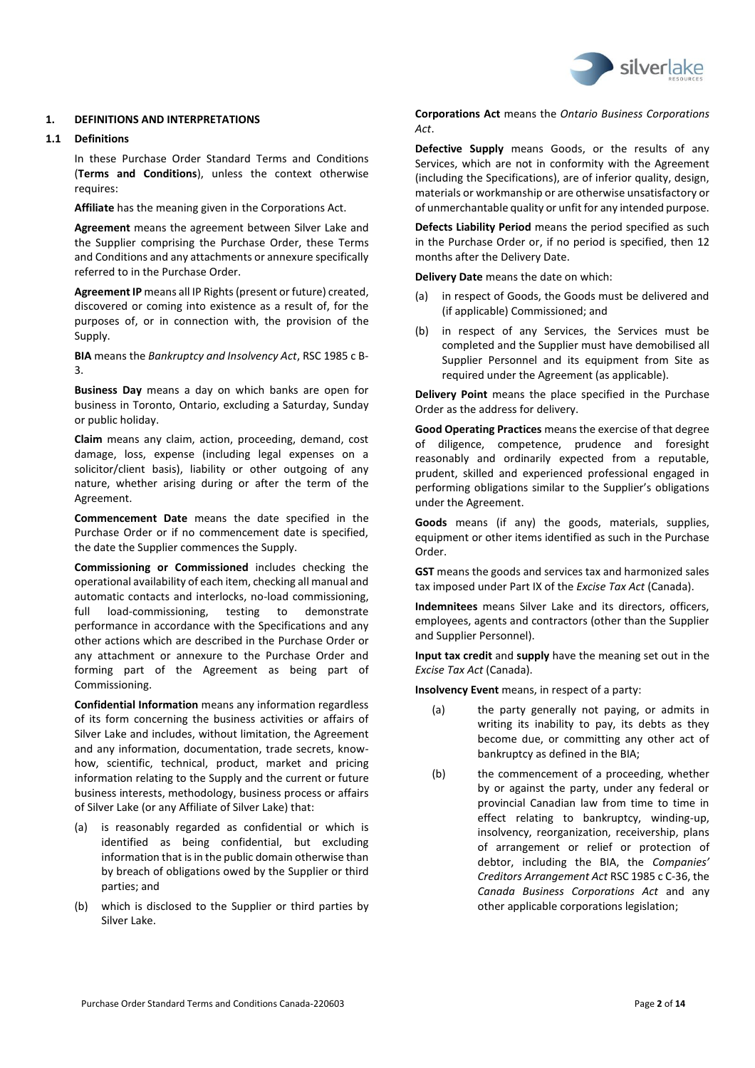## 1. DEFINITIONS AND INTERPRETATIONS

### 1.1 Definitions

In these Purchase Order Standard Terms and Conditions (**Terms and Conditions**), unless the context otherwise requires:

**Affiliate** has the meaning given in the Corporations Act.

**Agreement** means the agreement between Silver Lake and the Supplier comprising the Purchase Order, these Terms and Conditions and any attachments or annexure specifically referred to in the Purchase Order.

**Agreement IP** means all IP Rights (present or future) created, discovered or coming into existence as a result of, for the purposes of, or in connection with, the provision of the Supply.

**BIA** means the *Bankruptcy and Insolvency Act*, RSC 1985 c B-3.

**Business Day** means a day on which banks are open for business in Toronto, Ontario, excluding a Saturday, Sunday or public holiday.

**Claim** means any claim, action, proceeding, demand, cost damage, loss, expense (including legal expenses on a solicitor/client basis), liability or other outgoing of any nature, whether arising during or after the term of the Agreement.

**Commencement Date** means the date specified in the Purchase Order or if no commencement date is specified, the date the Supplier commences the Supply.

**Commissioning or Commissioned** includes checking the operational availability of each item, checking all manual and automatic contacts and interlocks, no-load commissioning, full load-commissioning, testing to demonstrate performance in accordance with the Specifications and any other actions which are described in the Purchase Order or any attachment or annexure to the Purchase Order and forming part of the Agreement as being part of Commissioning.

**Confidential Information** means any information regardless of its form concerning the business activities or affairs of Silver Lake and includes, without limitation, the Agreement and any information, documentation, trade secrets, know-how, scientific, technical, product, market and pricing information relating to the Supply and the current or future business interests, methodology, business process or affairs of Silver Lake (or any Affiliate of Silver Lake) that:

(a) is reasonably regarded as confidential or which is identified as being confidential, but excluding information that is in the public domain otherwise than by breach of obligations owed by the Supplier or third parties; and

(b) which is disclosed to the Supplier or third parties by Silver Lake.

**Corporations Act** means the *Ontario Business Corporations Act*.

**Defective Supply** means Goods, or the results of any Services, which are not in conformity with the Agreement (including the Specifications), are of inferior quality, design, materials or workmanship or are otherwise unsatisfactory or of unmerchantable quality or unfit for any intended purpose.

**Defects Liability Period** means the period specified as such in the Purchase Order or, if no period is specified, then 12 months after the Delivery Date.

**Delivery Date** means the date on which:

(a) in respect of Goods, the Goods must be delivered and (if applicable) Commissioned; and

(b) in respect of any Services, the Services must be completed and the Supplier must have demobilised all Supplier Personnel and its equipment from Site as required under the Agreement (as applicable).

**Delivery Point** means the place specified in the Purchase Order as the address for delivery.

**Good Operating Practices** means the exercise of that degree of diligence, competence, prudence and foresight reasonably and ordinarily expected from a reputable, prudent, skilled and experienced professional engaged in performing obligations similar to the Supplier's obligations under the Agreement.

**Goods** means (if any) the goods, materials, supplies, equipment or other items identified as such in the Purchase Order.

**GST** means the goods and services tax and harmonized sales tax imposed under Part IX of the *Excise Tax Act* (Canada).

**Indemnitees** means Silver Lake and its directors, officers, employees, agents and contractors (other than the Supplier and Supplier Personnel).

**Input tax credit** and **supply** have the meaning set out in the *Excise Tax Act* (Canada).

**Insolvency Event** means, in respect of a party:

(a) the party generally not paying, or admits in writing its inability to pay, its debts as they become due, or committing any other act of bankruptcy as defined in the BIA;

(b) the commencement of a proceeding, whether by or against the party, under any federal or provincial Canadian law from time to time in effect relating to bankruptcy, winding-up, insolvency, reorganization, receivership, plans of arrangement or relief or protection of debtor, including the BIA, the *Companies' Creditors Arrangement Act* RSC 1985 c C-36, the *Canada Business Corporations Act* and any other applicable corporations legislation;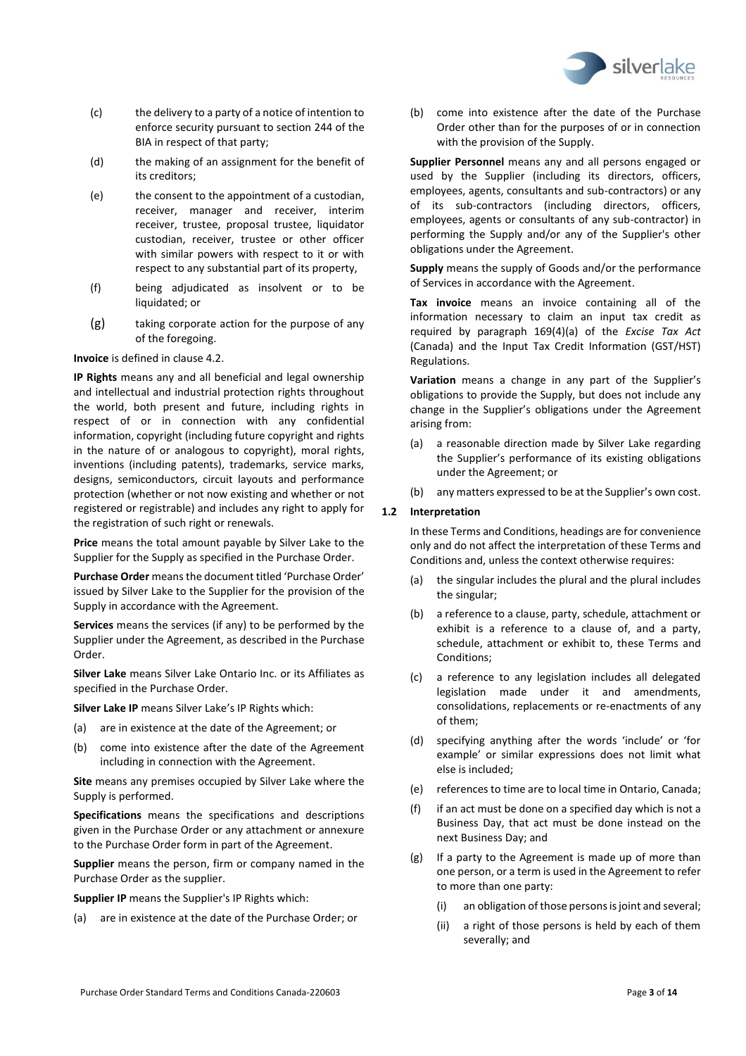(c) the delivery to a party of a notice of intention to enforce security pursuant to section 244 of the BIA in respect of that party;

(d) the making of an assignment for the benefit of its creditors;

(e) the consent to the appointment of a custodian, receiver, manager and receiver, interim receiver, trustee, proposal trustee, liquidator custodian, receiver, trustee or other officer with similar powers with respect to it or with respect to any substantial part of its property,

(f) being adjudicated as insolvent or to be liquidated; or

(g) taking corporate action for the purpose of any of the foregoing.

**Invoice** is defined in clause 4.2.

**IP Rights** means any and all beneficial and legal ownership and intellectual and industrial protection rights throughout the world, both present and future, including rights in respect of or in connection with any confidential information, copyright (including future copyright and rights in the nature of or analogous to copyright), moral rights, inventions (including patents), trademarks, service marks, designs, semiconductors, circuit layouts and performance protection (whether or not now existing and whether or not registered or registrable) and includes any right to apply for the registration of such right or renewals.

**Price** means the total amount payable by Silver Lake to the Supplier for the Supply as specified in the Purchase Order.

**Purchase Order** means the document titled 'Purchase Order' issued by Silver Lake to the Supplier for the provision of the Supply in accordance with the Agreement.

**Services** means the services (if any) to be performed by the Supplier under the Agreement, as described in the Purchase Order.

**Silver Lake** means Silver Lake Ontario Inc. or its Affiliates as specified in the Purchase Order.

**Silver Lake IP** means Silver Lake's IP Rights which:

(a) are in existence at the date of the Agreement; or

(b) come into existence after the date of the Agreement including in connection with the Agreement.

**Site** means any premises occupied by Silver Lake where the Supply is performed.

**Specifications** means the specifications and descriptions given in the Purchase Order or any attachment or annexure to the Purchase Order form in part of the Agreement.

**Supplier** means the person, firm or company named in the Purchase Order as the supplier.

**Supplier IP** means the Supplier's IP Rights which:

(a) are in existence at the date of the Purchase Order; or

(b) come into existence after the date of the Purchase Order other than for the purposes of or in connection with the provision of the Supply.

**Supplier Personnel** means any and all persons engaged or used by the Supplier (including its directors, officers, employees, agents, consultants and sub-contractors) or any of its sub-contractors (including directors, officers, employees, agents or consultants of any sub-contractor) in performing the Supply and/or any of the Supplier's other obligations under the Agreement.

**Supply** means the supply of Goods and/or the performance of Services in accordance with the Agreement.

**Tax invoice** means an invoice containing all of the information necessary to claim an input tax credit as required by paragraph 169(4)(a) of the *Excise Tax Act* (Canada) and the Input Tax Credit Information (GST/HST) Regulations.

**Variation** means a change in any part of the Supplier's obligations to provide the Supply, but does not include any change in the Supplier's obligations under the Agreement arising from:

(a) a reasonable direction made by Silver Lake regarding the Supplier's performance of its existing obligations under the Agreement; or

(b) any matters expressed to be at the Supplier's own cost.

### 1.2 Interpretation

In these Terms and Conditions, headings are for convenience only and do not affect the interpretation of these Terms and Conditions and, unless the context otherwise requires:

(a) the singular includes the plural and the plural includes the singular;

(b) a reference to a clause, party, schedule, attachment or exhibit is a reference to a clause of, and a party, schedule, attachment or exhibit to, these Terms and Conditions;

(c) a reference to any legislation includes all delegated legislation made under it and amendments, consolidations, replacements or re-enactments of any of them;

(d) specifying anything after the words 'include' or 'for example' or similar expressions does not limit what else is included;

(e) references to time are to local time in Ontario, Canada;

(f) if an act must be done on a specified day which is not a Business Day, that act must be done instead on the next Business Day; and

(g) If a party to the Agreement is made up of more than one person, or a term is used in the Agreement to refer to more than one party:

   (i) an obligation of those persons is joint and several;

   (ii) a right of those persons is held by each of them severally; and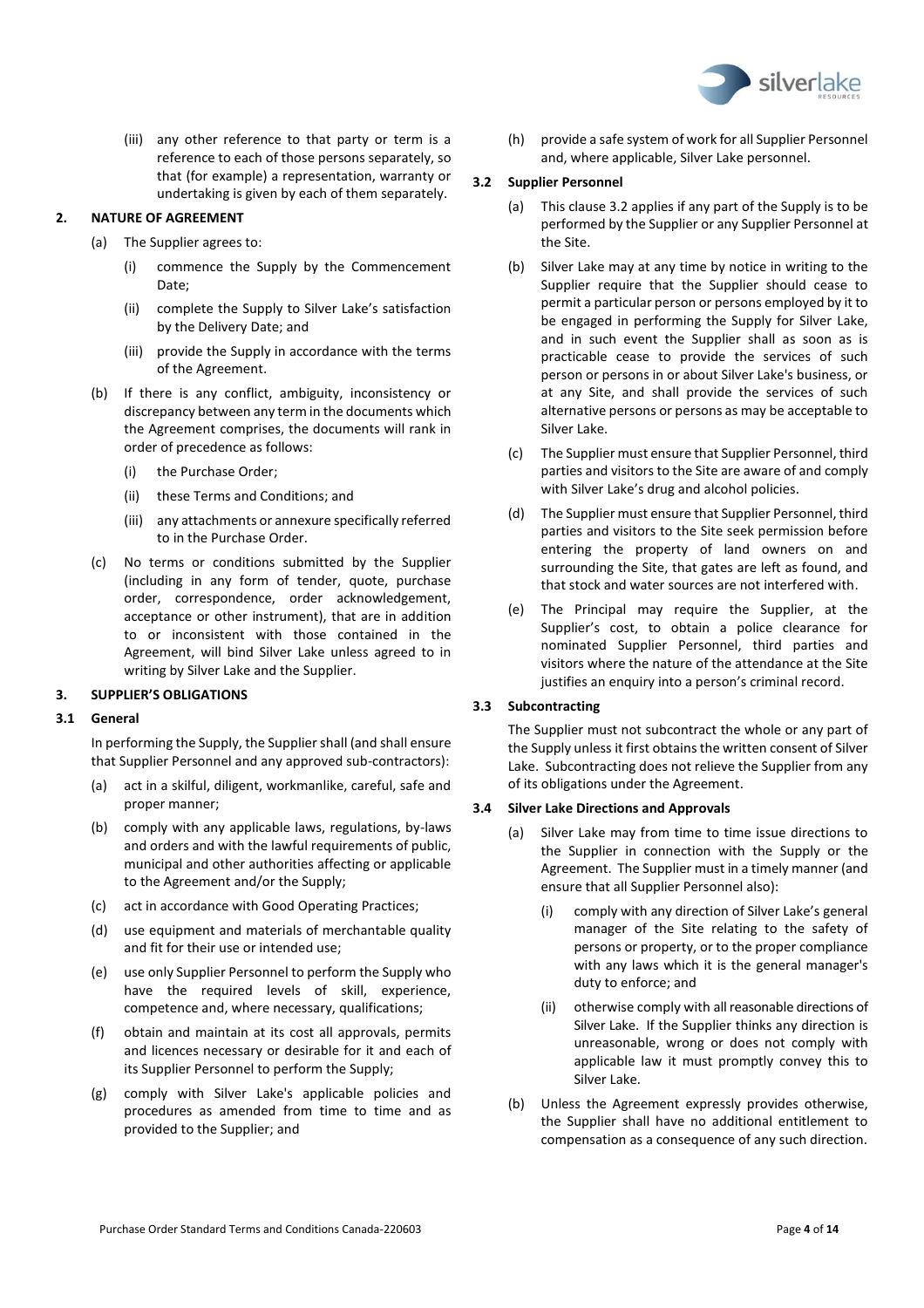(iii) any other reference to that party or term is a reference to each of those persons separately, so that (for example) a representation, warranty or undertaking is given by each of them separately.

## 2. NATURE OF AGREEMENT

(a) The Supplier agrees to:

(i) commence the Supply by the Commencement Date;

(ii) complete the Supply to Silver Lake's satisfaction by the Delivery Date; and

(iii) provide the Supply in accordance with the terms of the Agreement.

(b) If there is any conflict, ambiguity, inconsistency or discrepancy between any term in the documents which the Agreement comprises, the documents will rank in order of precedence as follows:

(i) the Purchase Order;

(ii) these Terms and Conditions; and

(iii) any attachments or annexure specifically referred to in the Purchase Order.

(c) No terms or conditions submitted by the Supplier (including in any form of tender, quote, purchase order, correspondence, order acknowledgement, acceptance or other instrument), that are in addition to or inconsistent with those contained in the Agreement, will bind Silver Lake unless agreed to in writing by Silver Lake and the Supplier.

## 3. SUPPLIER'S OBLIGATIONS

### 3.1 General

In performing the Supply, the Supplier shall (and shall ensure that Supplier Personnel and any approved sub-contractors):

(a) act in a skilful, diligent, workmanlike, careful, safe and proper manner;

(b) comply with any applicable laws, regulations, by-laws and orders and with the lawful requirements of public, municipal and other authorities affecting or applicable to the Agreement and/or the Supply;

(c) act in accordance with Good Operating Practices;

(d) use equipment and materials of merchantable quality and fit for their use or intended use;

(e) use only Supplier Personnel to perform the Supply who have the required levels of skill, experience, competence and, where necessary, qualifications;

(f) obtain and maintain at its cost all approvals, permits and licences necessary or desirable for it and each of its Supplier Personnel to perform the Supply;

(g) comply with Silver Lake's applicable policies and procedures as amended from time to time and as provided to the Supplier; and

(h) provide a safe system of work for all Supplier Personnel and, where applicable, Silver Lake personnel.

### 3.2 Supplier Personnel

(a) This clause 3.2 applies if any part of the Supply is to be performed by the Supplier or any Supplier Personnel at the Site.

(b) Silver Lake may at any time by notice in writing to the Supplier require that the Supplier should cease to permit a particular person or persons employed by it to be engaged in performing the Supply for Silver Lake, and in such event the Supplier shall as soon as is practicable cease to provide the services of such person or persons in or about Silver Lake's business, or at any Site, and shall provide the services of such alternative persons or persons as may be acceptable to Silver Lake.

(c) The Supplier must ensure that Supplier Personnel, third parties and visitors to the Site are aware of and comply with Silver Lake's drug and alcohol policies.

(d) The Supplier must ensure that Supplier Personnel, third parties and visitors to the Site seek permission before entering the property of land owners on and surrounding the Site, that gates are left as found, and that stock and water sources are not interfered with.

(e) The Principal may require the Supplier, at the Supplier's cost, to obtain a police clearance for nominated Supplier Personnel, third parties and visitors where the nature of the attendance at the Site justifies an enquiry into a person's criminal record.

### 3.3 Subcontracting

The Supplier must not subcontract the whole or any part of the Supply unless it first obtains the written consent of Silver Lake. Subcontracting does not relieve the Supplier from any of its obligations under the Agreement.

### 3.4 Silver Lake Directions and Approvals

(a) Silver Lake may from time to time issue directions to the Supplier in connection with the Supply or the Agreement. The Supplier must in a timely manner (and ensure that all Supplier Personnel also):

(i) comply with any direction of Silver Lake's general manager of the Site relating to the safety of persons or property, or to the proper compliance with any laws which it is the general manager's duty to enforce; and

(ii) otherwise comply with all reasonable directions of Silver Lake. If the Supplier thinks any direction is unreasonable, wrong or does not comply with applicable law it must promptly convey this to Silver Lake.

(b) Unless the Agreement expressly provides otherwise, the Supplier shall have no additional entitlement to compensation as a consequence of any such direction.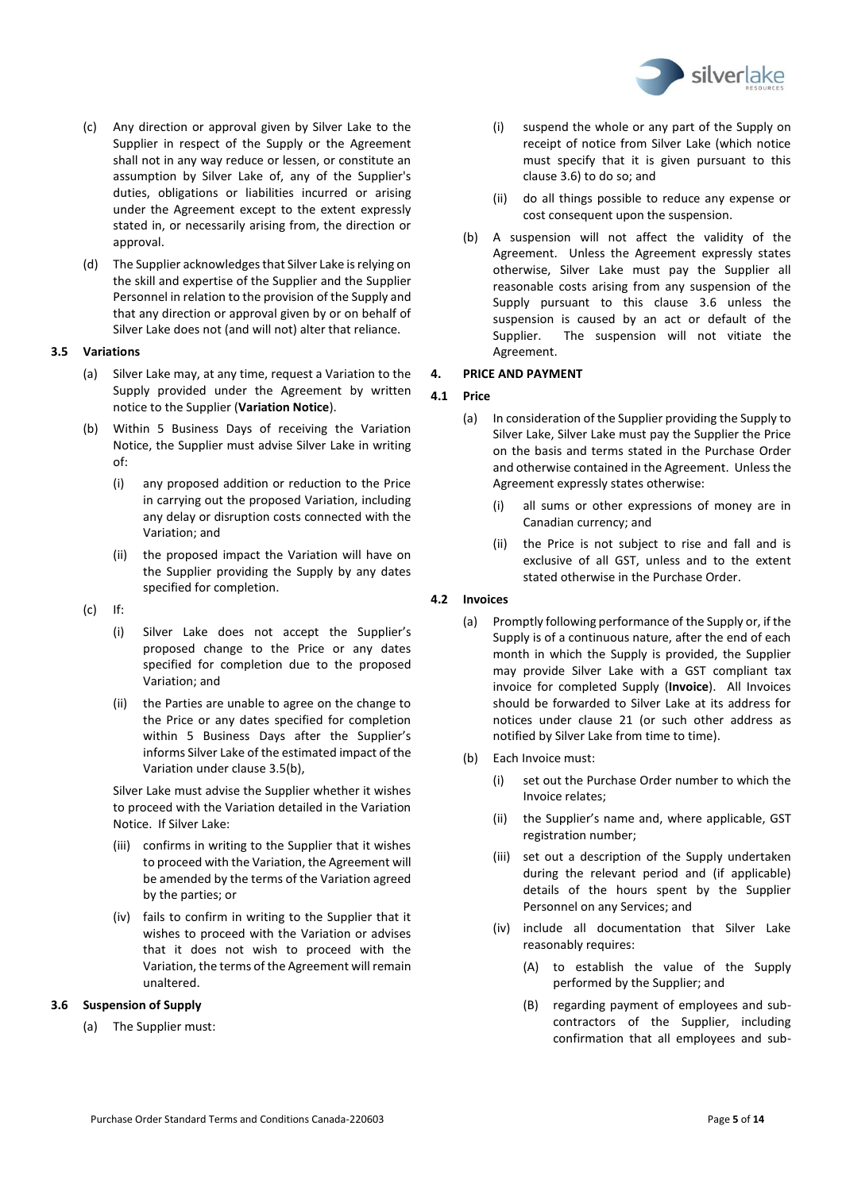(c) Any direction or approval given by Silver Lake to the Supplier in respect of the Supply or the Agreement shall not in any way reduce or lessen, or constitute an assumption by Silver Lake of, any of the Supplier's duties, obligations or liabilities incurred or arising under the Agreement except to the extent expressly stated in, or necessarily arising from, the direction or approval.

(d) The Supplier acknowledges that Silver Lake is relying on the skill and expertise of the Supplier and the Supplier Personnel in relation to the provision of the Supply and that any direction or approval given by or on behalf of Silver Lake does not (and will not) alter that reliance.

### 3.5 Variations

(a) Silver Lake may, at any time, request a Variation to the Supply provided under the Agreement by written notice to the Supplier (**Variation Notice**).

(b) Within 5 Business Days of receiving the Variation Notice, the Supplier must advise Silver Lake in writing of:

(i) any proposed addition or reduction to the Price in carrying out the proposed Variation, including any delay or disruption costs connected with the Variation; and

(ii) the proposed impact the Variation will have on the Supplier providing the Supply by any dates specified for completion.

(c) If:

(i) Silver Lake does not accept the Supplier's proposed change to the Price or any dates specified for completion due to the proposed Variation; and

(ii) the Parties are unable to agree on the change to the Price or any dates specified for completion within 5 Business Days after the Supplier's informs Silver Lake of the estimated impact of the Variation under clause 3.5(b),

Silver Lake must advise the Supplier whether it wishes to proceed with the Variation detailed in the Variation Notice. If Silver Lake:

(iii) confirms in writing to the Supplier that it wishes to proceed with the Variation, the Agreement will be amended by the terms of the Variation agreed by the parties; or

(iv) fails to confirm in writing to the Supplier that it wishes to proceed with the Variation or advises that it does not wish to proceed with the Variation, the terms of the Agreement will remain unaltered.

### 3.6 Suspension of Supply

(a) The Supplier must:

(i) suspend the whole or any part of the Supply on receipt of notice from Silver Lake (which notice must specify that it is given pursuant to this clause 3.6) to do so; and

(ii) do all things possible to reduce any expense or cost consequent upon the suspension.

(b) A suspension will not affect the validity of the Agreement. Unless the Agreement expressly states otherwise, Silver Lake must pay the Supplier all reasonable costs arising from any suspension of the Supply pursuant to this clause 3.6 unless the suspension is caused by an act or default of the Supplier. The suspension will not vitiate the Agreement.

## 4. PRICE AND PAYMENT

### 4.1 Price

(a) In consideration of the Supplier providing the Supply to Silver Lake, Silver Lake must pay the Supplier the Price on the basis and terms stated in the Purchase Order and otherwise contained in the Agreement. Unless the Agreement expressly states otherwise:

(i) all sums or other expressions of money are in Canadian currency; and

(ii) the Price is not subject to rise and fall and is exclusive of all GST, unless and to the extent stated otherwise in the Purchase Order.

### 4.2 Invoices

(a) Promptly following performance of the Supply or, if the Supply is of a continuous nature, after the end of each month in which the Supply is provided, the Supplier may provide Silver Lake with a GST compliant tax invoice for completed Supply (**Invoice**). All Invoices should be forwarded to Silver Lake at its address for notices under clause 21 (or such other address as notified by Silver Lake from time to time).

(b) Each Invoice must:

(i) set out the Purchase Order number to which the Invoice relates;

(ii) the Supplier's name and, where applicable, GST registration number;

(iii) set out a description of the Supply undertaken during the relevant period and (if applicable) details of the hours spent by the Supplier Personnel on any Services; and

(iv) include all documentation that Silver Lake reasonably requires:

(A) to establish the value of the Supply performed by the Supplier; and

(B) regarding payment of employees and sub-contractors of the Supplier, including confirmation that all employees and sub-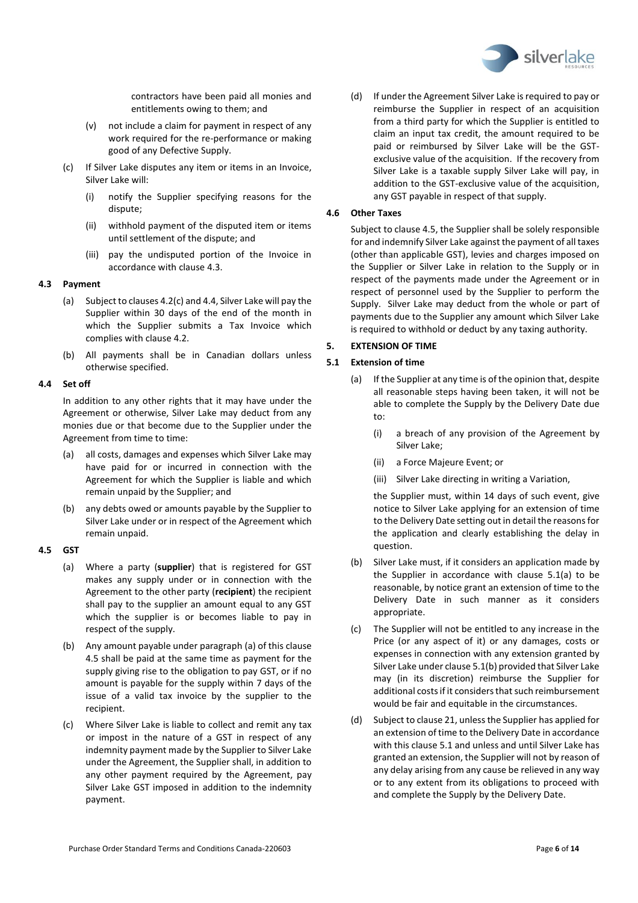contractors have been paid all monies and entitlements owing to them; and

(v) not include a claim for payment in respect of any work required for the re-performance or making good of any Defective Supply.

(c) If Silver Lake disputes any item or items in an Invoice, Silver Lake will:

(i) notify the Supplier specifying reasons for the dispute;

(ii) withhold payment of the disputed item or items until settlement of the dispute; and

(iii) pay the undisputed portion of the Invoice in accordance with clause 4.3.

### 4.3 Payment

(a) Subject to clauses 4.2(c) and 4.4, Silver Lake will pay the Supplier within 30 days of the end of the month in which the Supplier submits a Tax Invoice which complies with clause 4.2.

(b) All payments shall be in Canadian dollars unless otherwise specified.

### 4.4 Set off

In addition to any other rights that it may have under the Agreement or otherwise, Silver Lake may deduct from any monies due or that become due to the Supplier under the Agreement from time to time:

(a) all costs, damages and expenses which Silver Lake may have paid for or incurred in connection with the Agreement for which the Supplier is liable and which remain unpaid by the Supplier; and

(b) any debts owed or amounts payable by the Supplier to Silver Lake under or in respect of the Agreement which remain unpaid.

### 4.5 GST

(a) Where a party (**supplier**) that is registered for GST makes any supply under or in connection with the Agreement to the other party (**recipient**) the recipient shall pay to the supplier an amount equal to any GST which the supplier is or becomes liable to pay in respect of the supply.

(b) Any amount payable under paragraph (a) of this clause 4.5 shall be paid at the same time as payment for the supply giving rise to the obligation to pay GST, or if no amount is payable for the supply within 7 days of the issue of a valid tax invoice by the supplier to the recipient.

(c) Where Silver Lake is liable to collect and remit any tax or impost in the nature of a GST in respect of any indemnity payment made by the Supplier to Silver Lake under the Agreement, the Supplier shall, in addition to any other payment required by the Agreement, pay Silver Lake GST imposed in addition to the indemnity payment.

(d) If under the Agreement Silver Lake is required to pay or reimburse the Supplier in respect of an acquisition from a third party for which the Supplier is entitled to claim an input tax credit, the amount required to be paid or reimbursed by Silver Lake will be the GST-exclusive value of the acquisition. If the recovery from Silver Lake is a taxable supply Silver Lake will pay, in addition to the GST-exclusive value of the acquisition, any GST payable in respect of that supply.

### 4.6 Other Taxes

Subject to clause 4.5, the Supplier shall be solely responsible for and indemnify Silver Lake against the payment of all taxes (other than applicable GST), levies and charges imposed on the Supplier or Silver Lake in relation to the Supply or in respect of the payments made under the Agreement or in respect of personnel used by the Supplier to perform the Supply. Silver Lake may deduct from the whole or part of payments due to the Supplier any amount which Silver Lake is required to withhold or deduct by any taxing authority.

## 5. EXTENSION OF TIME

### 5.1 Extension of time

(a) If the Supplier at any time is of the opinion that, despite all reasonable steps having been taken, it will not be able to complete the Supply by the Delivery Date due to:

(i) a breach of any provision of the Agreement by Silver Lake;

(ii) a Force Majeure Event; or

(iii) Silver Lake directing in writing a Variation,

the Supplier must, within 14 days of such event, give notice to Silver Lake applying for an extension of time to the Delivery Date setting out in detail the reasons for the application and clearly establishing the delay in question.

(b) Silver Lake must, if it considers an application made by the Supplier in accordance with clause 5.1(a) to be reasonable, by notice grant an extension of time to the Delivery Date in such manner as it considers appropriate.

(c) The Supplier will not be entitled to any increase in the Price (or any aspect of it) or any damages, costs or expenses in connection with any extension granted by Silver Lake under clause 5.1(b) provided that Silver Lake may (in its discretion) reimburse the Supplier for additional costs if it considers that such reimbursement would be fair and equitable in the circumstances.

(d) Subject to clause 21, unless the Supplier has applied for an extension of time to the Delivery Date in accordance with this clause 5.1 and unless and until Silver Lake has granted an extension, the Supplier will not by reason of any delay arising from any cause be relieved in any way or to any extent from its obligations to proceed with and complete the Supply by the Delivery Date.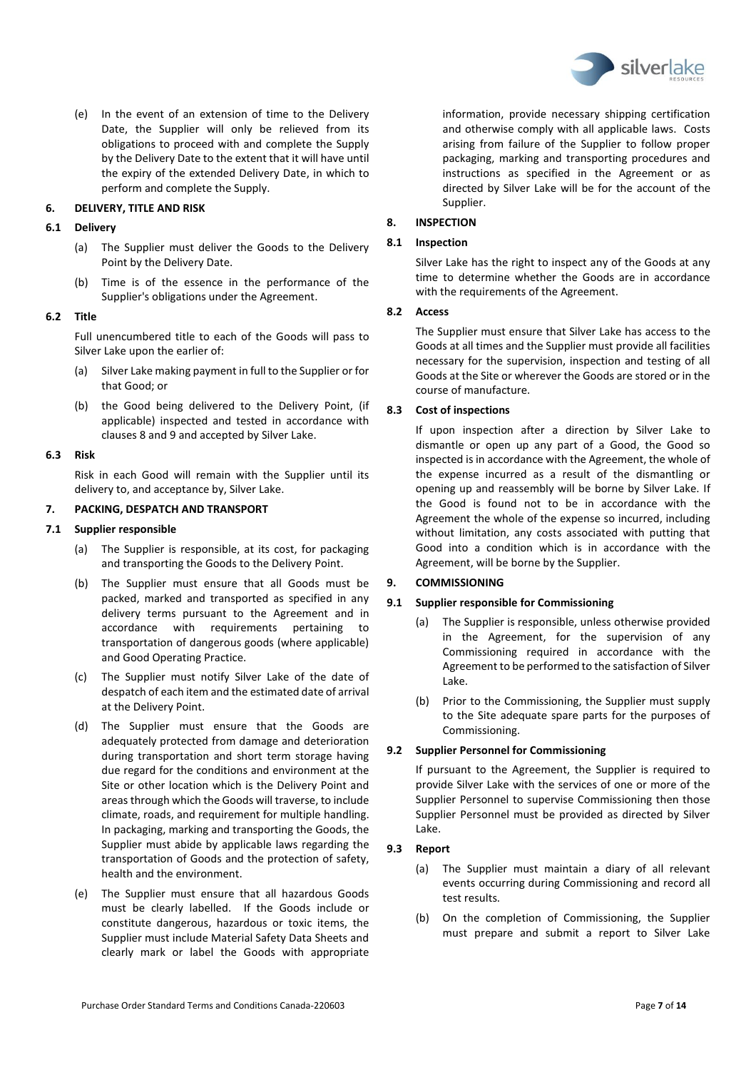(e) In the event of an extension of time to the Delivery Date, the Supplier will only be relieved from its obligations to proceed with and complete the Supply by the Delivery Date to the extent that it will have until the expiry of the extended Delivery Date, in which to perform and complete the Supply.

## 6. DELIVERY, TITLE AND RISK

### 6.1 Delivery

(a) The Supplier must deliver the Goods to the Delivery Point by the Delivery Date.

(b) Time is of the essence in the performance of the Supplier's obligations under the Agreement.

### 6.2 Title

Full unencumbered title to each of the Goods will pass to Silver Lake upon the earlier of:

(a) Silver Lake making payment in full to the Supplier or for that Good; or

(b) the Good being delivered to the Delivery Point, (if applicable) inspected and tested in accordance with clauses 8 and 9 and accepted by Silver Lake.

### 6.3 Risk

Risk in each Good will remain with the Supplier until its delivery to, and acceptance by, Silver Lake.

## 7. PACKING, DESPATCH AND TRANSPORT

### 7.1 Supplier responsible

(a) The Supplier is responsible, at its cost, for packaging and transporting the Goods to the Delivery Point.

(b) The Supplier must ensure that all Goods must be packed, marked and transported as specified in any delivery terms pursuant to the Agreement and in accordance with requirements pertaining to transportation of dangerous goods (where applicable) and Good Operating Practice.

(c) The Supplier must notify Silver Lake of the date of despatch of each item and the estimated date of arrival at the Delivery Point.

(d) The Supplier must ensure that the Goods are adequately protected from damage and deterioration during transportation and short term storage having due regard for the conditions and environment at the Site or other location which is the Delivery Point and areas through which the Goods will traverse, to include climate, roads, and requirement for multiple handling. In packaging, marking and transporting the Goods, the Supplier must abide by applicable laws regarding the transportation of Goods and the protection of safety, health and the environment.

(e) The Supplier must ensure that all hazardous Goods must be clearly labelled. If the Goods include or constitute dangerous, hazardous or toxic items, the Supplier must include Material Safety Data Sheets and clearly mark or label the Goods with appropriate information, provide necessary shipping certification and otherwise comply with all applicable laws. Costs arising from failure of the Supplier to follow proper packaging, marking and transporting procedures and instructions as specified in the Agreement or as directed by Silver Lake will be for the account of the Supplier.

## 8. INSPECTION

### 8.1 Inspection

Silver Lake has the right to inspect any of the Goods at any time to determine whether the Goods are in accordance with the requirements of the Agreement.

### 8.2 Access

The Supplier must ensure that Silver Lake has access to the Goods at all times and the Supplier must provide all facilities necessary for the supervision, inspection and testing of all Goods at the Site or wherever the Goods are stored or in the course of manufacture.

### 8.3 Cost of inspections

If upon inspection after a direction by Silver Lake to dismantle or open up any part of a Good, the Good so inspected is in accordance with the Agreement, the whole of the expense incurred as a result of the dismantling or opening up and reassembly will be borne by Silver Lake. If the Good is found not to be in accordance with the Agreement the whole of the expense so incurred, including without limitation, any costs associated with putting that Good into a condition which is in accordance with the Agreement, will be borne by the Supplier.

## 9. COMMISSIONING

### 9.1 Supplier responsible for Commissioning

(a) The Supplier is responsible, unless otherwise provided in the Agreement, for the supervision of any Commissioning required in accordance with the Agreement to be performed to the satisfaction of Silver Lake.

(b) Prior to the Commissioning, the Supplier must supply to the Site adequate spare parts for the purposes of Commissioning.

### 9.2 Supplier Personnel for Commissioning

If pursuant to the Agreement, the Supplier is required to provide Silver Lake with the services of one or more of the Supplier Personnel to supervise Commissioning then those Supplier Personnel must be provided as directed by Silver Lake.

### 9.3 Report

(a) The Supplier must maintain a diary of all relevant events occurring during Commissioning and record all test results.

(b) On the completion of Commissioning, the Supplier must prepare and submit a report to Silver Lake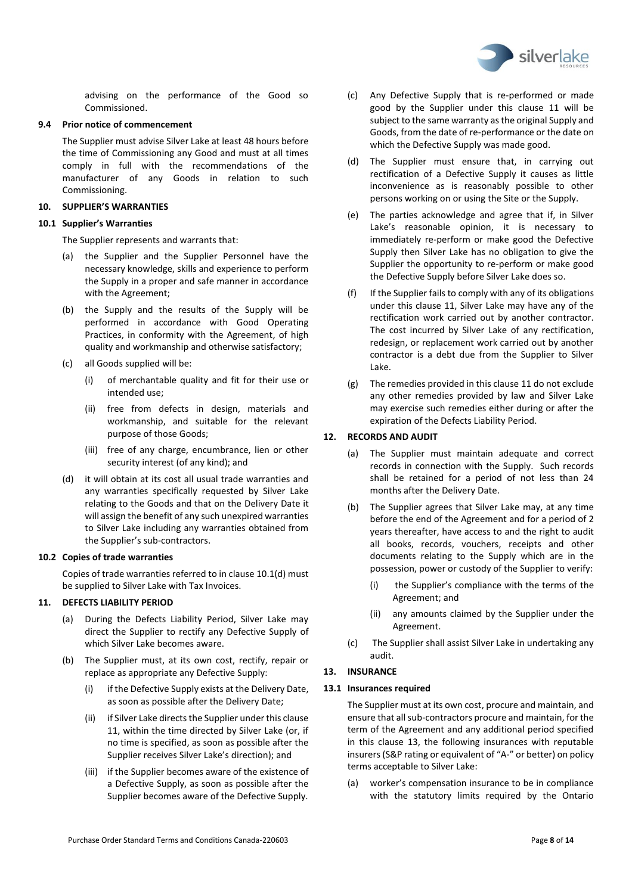advising on the performance of the Good so Commissioned.

**9.4 Prior notice of commencement**

The Supplier must advise Silver Lake at least 48 hours before the time of Commissioning any Good and must at all times comply in full with the recommendations of the manufacturer of any Goods in relation to such Commissioning.

## 10. SUPPLIER'S WARRANTIES

**10.1 Supplier's Warranties**

The Supplier represents and warrants that:

(a) the Supplier and the Supplier Personnel have the necessary knowledge, skills and experience to perform the Supply in a proper and safe manner in accordance with the Agreement;

(b) the Supply and the results of the Supply will be performed in accordance with Good Operating Practices, in conformity with the Agreement, of high quality and workmanship and otherwise satisfactory;

(c) all Goods supplied will be:

(i) of merchantable quality and fit for their use or intended use;

(ii) free from defects in design, materials and workmanship, and suitable for the relevant purpose of those Goods;

(iii) free of any charge, encumbrance, lien or other security interest (of any kind); and

(d) it will obtain at its cost all usual trade warranties and any warranties specifically requested by Silver Lake relating to the Goods and that on the Delivery Date it will assign the benefit of any such unexpired warranties to Silver Lake including any warranties obtained from the Supplier's sub-contractors.

**10.2 Copies of trade warranties**

Copies of trade warranties referred to in clause 10.1(d) must be supplied to Silver Lake with Tax Invoices.

## 11. DEFECTS LIABILITY PERIOD

(a) During the Defects Liability Period, Silver Lake may direct the Supplier to rectify any Defective Supply of which Silver Lake becomes aware.

(b) The Supplier must, at its own cost, rectify, repair or replace as appropriate any Defective Supply:

(i) if the Defective Supply exists at the Delivery Date, as soon as possible after the Delivery Date;

(ii) if Silver Lake directs the Supplier under this clause 11, within the time directed by Silver Lake (or, if no time is specified, as soon as possible after the Supplier receives Silver Lake's direction); and

(iii) if the Supplier becomes aware of the existence of a Defective Supply, as soon as possible after the Supplier becomes aware of the Defective Supply.

(c) Any Defective Supply that is re-performed or made good by the Supplier under this clause 11 will be subject to the same warranty as the original Supply and Goods, from the date of re-performance or the date on which the Defective Supply was made good.

(d) The Supplier must ensure that, in carrying out rectification of a Defective Supply it causes as little inconvenience as is reasonably possible to other persons working on or using the Site or the Supply.

(e) The parties acknowledge and agree that if, in Silver Lake's reasonable opinion, it is necessary to immediately re-perform or make good the Defective Supply then Silver Lake has no obligation to give the Supplier the opportunity to re-perform or make good the Defective Supply before Silver Lake does so.

(f) If the Supplier fails to comply with any of its obligations under this clause 11, Silver Lake may have any of the rectification work carried out by another contractor. The cost incurred by Silver Lake of any rectification, redesign, or replacement work carried out by another contractor is a debt due from the Supplier to Silver Lake.

(g) The remedies provided in this clause 11 do not exclude any other remedies provided by law and Silver Lake may exercise such remedies either during or after the expiration of the Defects Liability Period.

## 12. RECORDS AND AUDIT

(a) The Supplier must maintain adequate and correct records in connection with the Supply. Such records shall be retained for a period of not less than 24 months after the Delivery Date.

(b) The Supplier agrees that Silver Lake may, at any time before the end of the Agreement and for a period of 2 years thereafter, have access to and the right to audit all books, records, vouchers, receipts and other documents relating to the Supply which are in the possession, power or custody of the Supplier to verify:

(i) the Supplier's compliance with the terms of the Agreement; and

(ii) any amounts claimed by the Supplier under the Agreement.

(c) The Supplier shall assist Silver Lake in undertaking any audit.

## 13. INSURANCE

**13.1 Insurances required**

The Supplier must at its own cost, procure and maintain, and ensure that all sub-contractors procure and maintain, for the term of the Agreement and any additional period specified in this clause 13, the following insurances with reputable insurers (S&P rating or equivalent of "A-" or better) on policy terms acceptable to Silver Lake:

(a) worker's compensation insurance to be in compliance with the statutory limits required by the Ontario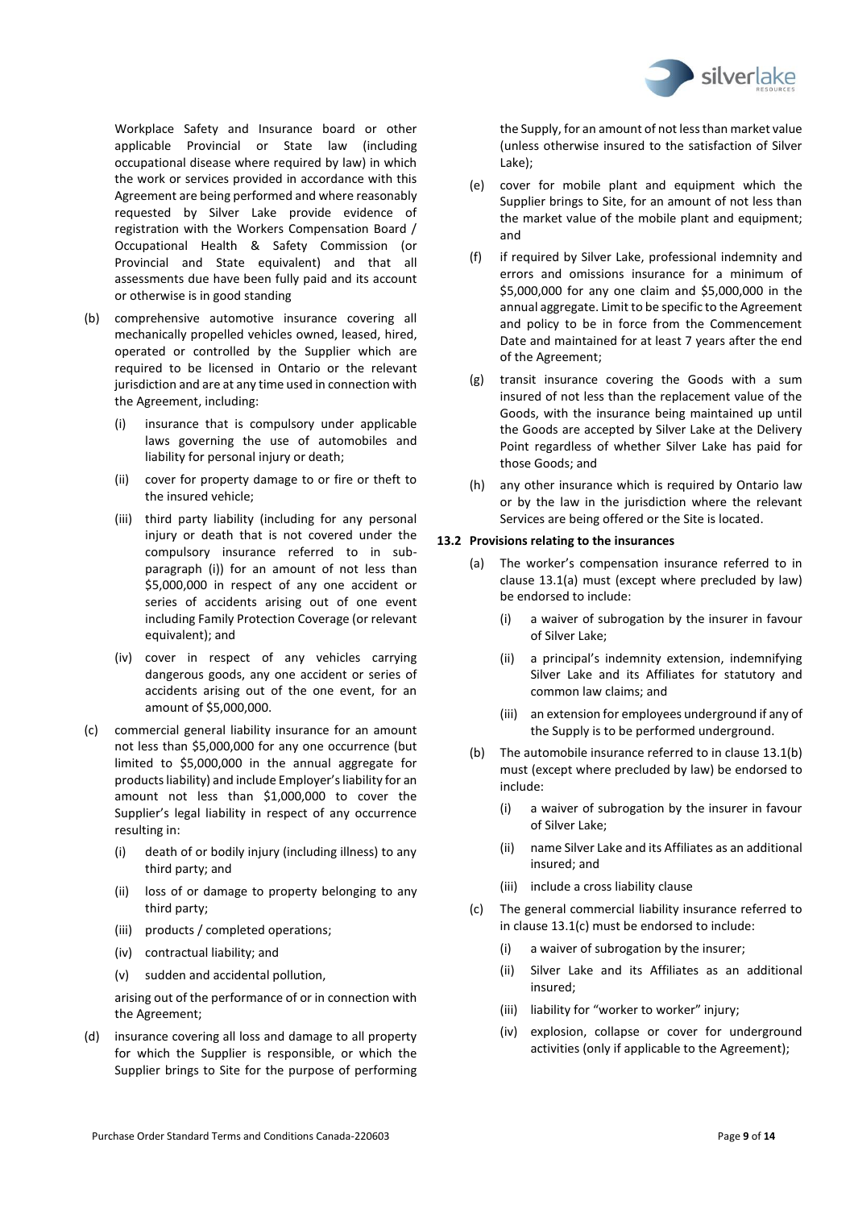Workplace Safety and Insurance board or other applicable Provincial or State law (including occupational disease where required by law) in which the work or services provided in accordance with this Agreement are being performed and where reasonably requested by Silver Lake provide evidence of registration with the Workers Compensation Board / Occupational Health & Safety Commission (or Provincial and State equivalent) and that all assessments due have been fully paid and its account or otherwise is in good standing

(b) comprehensive automotive insurance covering all mechanically propelled vehicles owned, leased, hired, operated or controlled by the Supplier which are required to be licensed in Ontario or the relevant jurisdiction and are at any time used in connection with the Agreement, including:

   (i) insurance that is compulsory under applicable laws governing the use of automobiles and liability for personal injury or death;

   (ii) cover for property damage to or fire or theft to the insured vehicle;

   (iii) third party liability (including for any personal injury or death that is not covered under the compulsory insurance referred to in sub-paragraph (i)) for an amount of not less than $5,000,000 in respect of any one accident or series of accidents arising out of one event including Family Protection Coverage (or relevant equivalent); and

   (iv) cover in respect of any vehicles carrying dangerous goods, any one accident or series of accidents arising out of the one event, for an amount of $5,000,000.

(c) commercial general liability insurance for an amount not less than $5,000,000 for any one occurrence (but limited to $5,000,000 in the annual aggregate for products liability) and include Employer's liability for an amount not less than $1,000,000 to cover the Supplier's legal liability in respect of any occurrence resulting in:

   (i) death of or bodily injury (including illness) to any third party; and

   (ii) loss of or damage to property belonging to any third party;

   (iii) products / completed operations;

   (iv) contractual liability; and

   (v) sudden and accidental pollution,

   arising out of the performance of or in connection with the Agreement;

(d) insurance covering all loss and damage to all property for which the Supplier is responsible, or which the Supplier brings to Site for the purpose of performing the Supply, for an amount of not less than market value (unless otherwise insured to the satisfaction of Silver Lake);

(e) cover for mobile plant and equipment which the Supplier brings to Site, for an amount of not less than the market value of the mobile plant and equipment; and

(f) if required by Silver Lake, professional indemnity and errors and omissions insurance for a minimum of $5,000,000 for any one claim and $5,000,000 in the annual aggregate. Limit to be specific to the Agreement and policy to be in force from the Commencement Date and maintained for at least 7 years after the end of the Agreement;

(g) transit insurance covering the Goods with a sum insured of not less than the replacement value of the Goods, with the insurance being maintained up until the Goods are accepted by Silver Lake at the Delivery Point regardless of whether Silver Lake has paid for those Goods; and

(h) any other insurance which is required by Ontario law or by the law in the jurisdiction where the relevant Services are being offered or the Site is located.

**13.2 Provisions relating to the insurances**

(a) The worker's compensation insurance referred to in clause 13.1(a) must (except where precluded by law) be endorsed to include:

   (i) a waiver of subrogation by the insurer in favour of Silver Lake;

   (ii) a principal's indemnity extension, indemnifying Silver Lake and its Affiliates for statutory and common law claims; and

   (iii) an extension for employees underground if any of the Supply is to be performed underground.

(b) The automobile insurance referred to in clause 13.1(b) must (except where precluded by law) be endorsed to include:

   (i) a waiver of subrogation by the insurer in favour of Silver Lake;

   (ii) name Silver Lake and its Affiliates as an additional insured; and

   (iii) include a cross liability clause

(c) The general commercial liability insurance referred to in clause 13.1(c) must be endorsed to include:

   (i) a waiver of subrogation by the insurer;

   (ii) Silver Lake and its Affiliates as an additional insured;

   (iii) liability for "worker to worker" injury;

   (iv) explosion, collapse or cover for underground activities (only if applicable to the Agreement);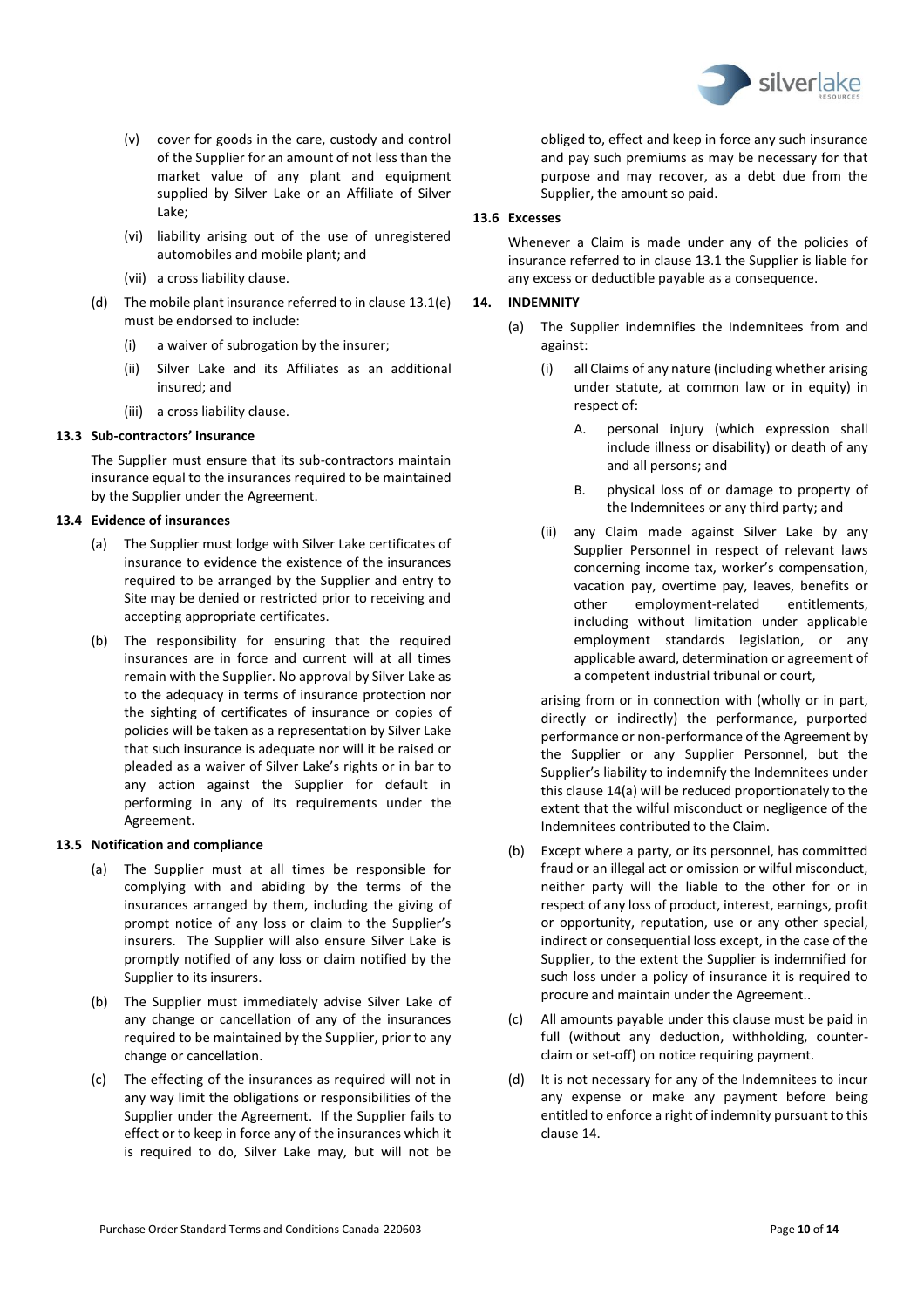(v) cover for goods in the care, custody and control of the Supplier for an amount of not less than the market value of any plant and equipment supplied by Silver Lake or an Affiliate of Silver Lake;

(vi) liability arising out of the use of unregistered automobiles and mobile plant; and

(vii) a cross liability clause.

(d) The mobile plant insurance referred to in clause 13.1(e) must be endorsed to include:

(i) a waiver of subrogation by the insurer;

(ii) Silver Lake and its Affiliates as an additional insured; and

(iii) a cross liability clause.

**13.3 Sub-contractors' insurance**

The Supplier must ensure that its sub-contractors maintain insurance equal to the insurances required to be maintained by the Supplier under the Agreement.

**13.4 Evidence of insurances**

(a) The Supplier must lodge with Silver Lake certificates of insurance to evidence the existence of the insurances required to be arranged by the Supplier and entry to Site may be denied or restricted prior to receiving and accepting appropriate certificates.

(b) The responsibility for ensuring that the required insurances are in force and current will at all times remain with the Supplier. No approval by Silver Lake as to the adequacy in terms of insurance protection nor the sighting of certificates of insurance or copies of policies will be taken as a representation by Silver Lake that such insurance is adequate nor will it be raised or pleaded as a waiver of Silver Lake's rights or in bar to any action against the Supplier for default in performing in any of its requirements under the Agreement.

**13.5 Notification and compliance**

(a) The Supplier must at all times be responsible for complying with and abiding by the terms of the insurances arranged by them, including the giving of prompt notice of any loss or claim to the Supplier's insurers. The Supplier will also ensure Silver Lake is promptly notified of any loss or claim notified by the Supplier to its insurers.

(b) The Supplier must immediately advise Silver Lake of any change or cancellation of any of the insurances required to be maintained by the Supplier, prior to any change or cancellation.

(c) The effecting of the insurances as required will not in any way limit the obligations or responsibilities of the Supplier under the Agreement. If the Supplier fails to effect or to keep in force any of the insurances which it is required to do, Silver Lake may, but will not be obliged to, effect and keep in force any such insurance and pay such premiums as may be necessary for that purpose and may recover, as a debt due from the Supplier, the amount so paid.

**13.6 Excesses**

Whenever a Claim is made under any of the policies of insurance referred to in clause 13.1 the Supplier is liable for any excess or deductible payable as a consequence.

**14. INDEMNITY**

(a) The Supplier indemnifies the Indemnitees from and against:

(i) all Claims of any nature (including whether arising under statute, at common law or in equity) in respect of:

A. personal injury (which expression shall include illness or disability) or death of any and all persons; and

B. physical loss of or damage to property of the Indemnitees or any third party; and

(ii) any Claim made against Silver Lake by any Supplier Personnel in respect of relevant laws concerning income tax, worker's compensation, vacation pay, overtime pay, leaves, benefits or other employment-related entitlements, including without limitation under applicable employment standards legislation, or any applicable award, determination or agreement of a competent industrial tribunal or court,

arising from or in connection with (wholly or in part, directly or indirectly) the performance, purported performance or non-performance of the Agreement by the Supplier or any Supplier Personnel, but the Supplier's liability to indemnify the Indemnitees under this clause 14(a) will be reduced proportionately to the extent that the wilful misconduct or negligence of the Indemnitees contributed to the Claim.

(b) Except where a party, or its personnel, has committed fraud or an illegal act or omission or wilful misconduct, neither party will the liable to the other for or in respect of any loss of product, interest, earnings, profit or opportunity, reputation, use or any other special, indirect or consequential loss except, in the case of the Supplier, to the extent the Supplier is indemnified for such loss under a policy of insurance it is required to procure and maintain under the Agreement..

(c) All amounts payable under this clause must be paid in full (without any deduction, withholding, counter-claim or set-off) on notice requiring payment.

(d) It is not necessary for any of the Indemnitees to incur any expense or make any payment before being entitled to enforce a right of indemnity pursuant to this clause 14.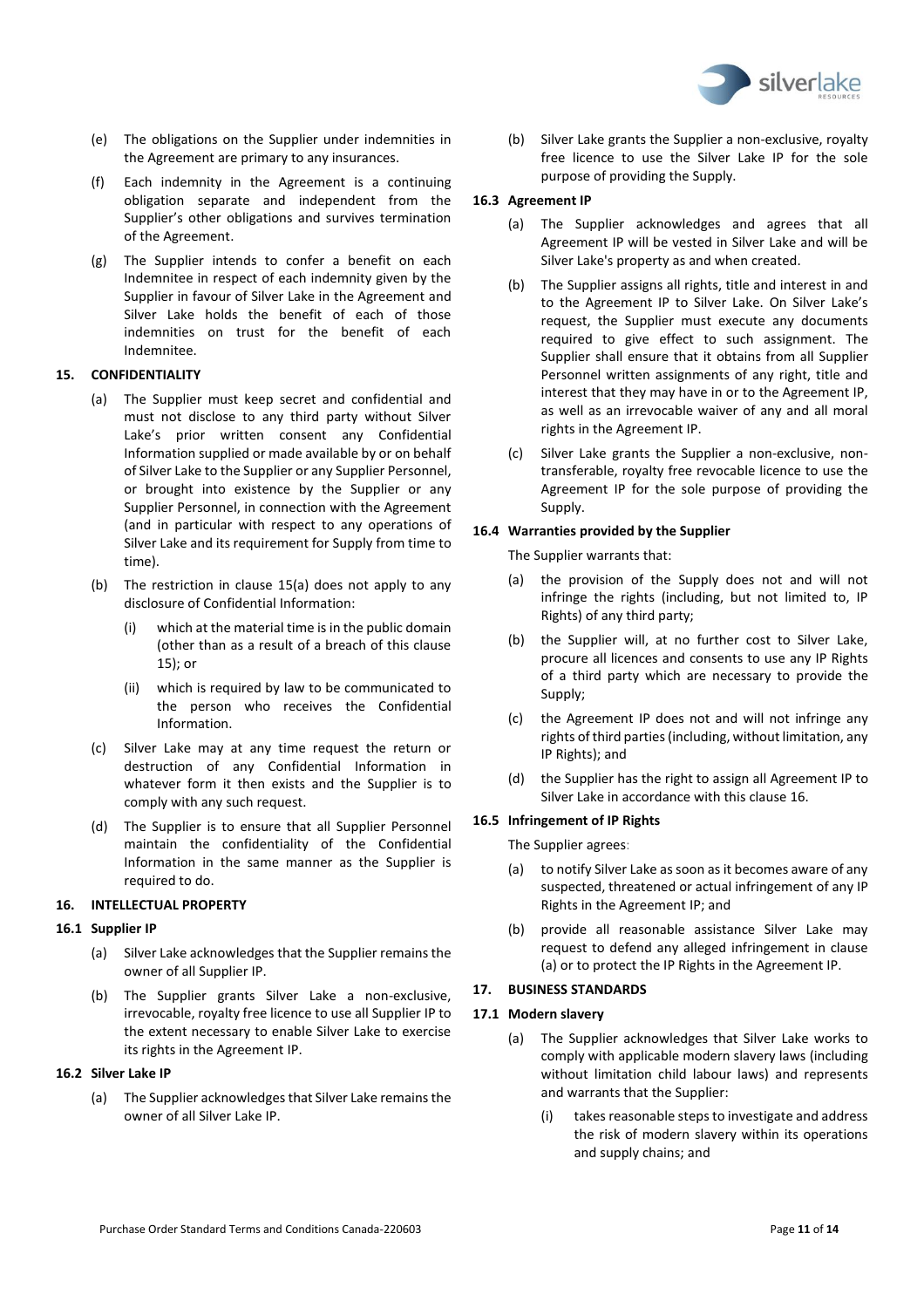(e) The obligations on the Supplier under indemnities in the Agreement are primary to any insurances.

(f) Each indemnity in the Agreement is a continuing obligation separate and independent from the Supplier's other obligations and survives termination of the Agreement.

(g) The Supplier intends to confer a benefit on each Indemnitee in respect of each indemnity given by the Supplier in favour of Silver Lake in the Agreement and Silver Lake holds the benefit of each of those indemnities on trust for the benefit of each Indemnitee.

## 15. CONFIDENTIALITY

(a) The Supplier must keep secret and confidential and must not disclose to any third party without Silver Lake's prior written consent any Confidential Information supplied or made available by or on behalf of Silver Lake to the Supplier or any Supplier Personnel, or brought into existence by the Supplier or any Supplier Personnel, in connection with the Agreement (and in particular with respect to any operations of Silver Lake and its requirement for Supply from time to time).

(b) The restriction in clause 15(a) does not apply to any disclosure of Confidential Information:

(i) which at the material time is in the public domain (other than as a result of a breach of this clause 15); or

(ii) which is required by law to be communicated to the person who receives the Confidential Information.

(c) Silver Lake may at any time request the return or destruction of any Confidential Information in whatever form it then exists and the Supplier is to comply with any such request.

(d) The Supplier is to ensure that all Supplier Personnel maintain the confidentiality of the Confidential Information in the same manner as the Supplier is required to do.

## 16. INTELLECTUAL PROPERTY

### 16.1 Supplier IP

(a) Silver Lake acknowledges that the Supplier remains the owner of all Supplier IP.

(b) The Supplier grants Silver Lake a non-exclusive, irrevocable, royalty free licence to use all Supplier IP to the extent necessary to enable Silver Lake to exercise its rights in the Agreement IP.

### 16.2 Silver Lake IP

(a) The Supplier acknowledges that Silver Lake remains the owner of all Silver Lake IP.

(b) Silver Lake grants the Supplier a non-exclusive, royalty free licence to use the Silver Lake IP for the sole purpose of providing the Supply.

### 16.3 Agreement IP

(a) The Supplier acknowledges and agrees that all Agreement IP will be vested in Silver Lake and will be Silver Lake's property as and when created.

(b) The Supplier assigns all rights, title and interest in and to the Agreement IP to Silver Lake. On Silver Lake's request, the Supplier must execute any documents required to give effect to such assignment. The Supplier shall ensure that it obtains from all Supplier Personnel written assignments of any right, title and interest that they may have in or to the Agreement IP, as well as an irrevocable waiver of any and all moral rights in the Agreement IP.

(c) Silver Lake grants the Supplier a non-exclusive, non-transferable, royalty free revocable licence to use the Agreement IP for the sole purpose of providing the Supply.

### 16.4 Warranties provided by the Supplier

The Supplier warrants that:

(a) the provision of the Supply does not and will not infringe the rights (including, but not limited to, IP Rights) of any third party;

(b) the Supplier will, at no further cost to Silver Lake, procure all licences and consents to use any IP Rights of a third party which are necessary to provide the Supply;

(c) the Agreement IP does not and will not infringe any rights of third parties (including, without limitation, any IP Rights); and

(d) the Supplier has the right to assign all Agreement IP to Silver Lake in accordance with this clause 16.

### 16.5 Infringement of IP Rights

The Supplier agrees:

(a) to notify Silver Lake as soon as it becomes aware of any suspected, threatened or actual infringement of any IP Rights in the Agreement IP; and

(b) provide all reasonable assistance Silver Lake may request to defend any alleged infringement in clause (a) or to protect the IP Rights in the Agreement IP.

## 17. BUSINESS STANDARDS

### 17.1 Modern slavery

(a) The Supplier acknowledges that Silver Lake works to comply with applicable modern slavery laws (including without limitation child labour laws) and represents and warrants that the Supplier:

(i) takes reasonable steps to investigate and address the risk of modern slavery within its operations and supply chains; and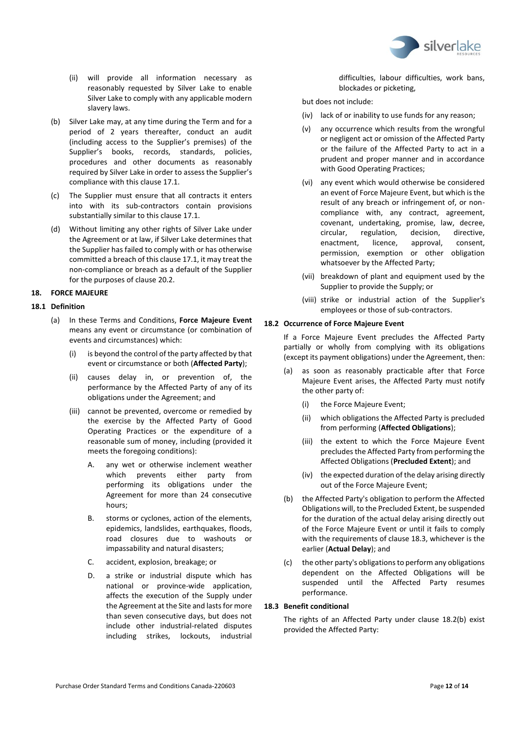(ii) will provide all information necessary as reasonably requested by Silver Lake to enable Silver Lake to comply with any applicable modern slavery laws.

(b) Silver Lake may, at any time during the Term and for a period of 2 years thereafter, conduct an audit (including access to the Supplier's premises) of the Supplier's books, records, standards, policies, procedures and other documents as reasonably required by Silver Lake in order to assess the Supplier's compliance with this clause 17.1.

(c) The Supplier must ensure that all contracts it enters into with its sub-contractors contain provisions substantially similar to this clause 17.1.

(d) Without limiting any other rights of Silver Lake under the Agreement or at law, if Silver Lake determines that the Supplier has failed to comply with or has otherwise committed a breach of this clause 17.1, it may treat the non-compliance or breach as a default of the Supplier for the purposes of clause 20.2.

## 18. FORCE MAJEURE

### 18.1 Definition

(a) In these Terms and Conditions, **Force Majeure Event** means any event or circumstance (or combination of events and circumstances) which:

(i) is beyond the control of the party affected by that event or circumstance or both (**Affected Party**);

(ii) causes delay in, or prevention of, the performance by the Affected Party of any of its obligations under the Agreement; and

(iii) cannot be prevented, overcome or remedied by the exercise by the Affected Party of Good Operating Practices or the expenditure of a reasonable sum of money, including (provided it meets the foregoing conditions):

A. any wet or otherwise inclement weather which prevents either party from performing its obligations under the Agreement for more than 24 consecutive hours;

B. storms or cyclones, action of the elements, epidemics, landslides, earthquakes, floods, road closures due to washouts or impassability and natural disasters;

C. accident, explosion, breakage; or

D. a strike or industrial dispute which has national or province-wide application, affects the execution of the Supply under the Agreement at the Site and lasts for more than seven consecutive days, but does not include other industrial-related disputes including strikes, lockouts, industrial difficulties, labour difficulties, work bans, blockades or picketing,

but does not include:

(iv) lack of or inability to use funds for any reason;

(v) any occurrence which results from the wrongful or negligent act or omission of the Affected Party or the failure of the Affected Party to act in a prudent and proper manner and in accordance with Good Operating Practices;

(vi) any event which would otherwise be considered an event of Force Majeure Event, but which is the result of any breach or infringement of, or non-compliance with, any contract, agreement, covenant, undertaking, promise, law, decree, circular, regulation, decision, directive, enactment, licence, approval, consent, permission, exemption or other obligation whatsoever by the Affected Party;

(vii) breakdown of plant and equipment used by the Supplier to provide the Supply; or

(viii) strike or industrial action of the Supplier's employees or those of sub-contractors.

### 18.2 Occurrence of Force Majeure Event

If a Force Majeure Event precludes the Affected Party partially or wholly from complying with its obligations (except its payment obligations) under the Agreement, then:

(a) as soon as reasonably practicable after that Force Majeure Event arises, the Affected Party must notify the other party of:

(i) the Force Majeure Event;

(ii) which obligations the Affected Party is precluded from performing (**Affected Obligations**);

(iii) the extent to which the Force Majeure Event precludes the Affected Party from performing the Affected Obligations (**Precluded Extent**); and

(iv) the expected duration of the delay arising directly out of the Force Majeure Event;

(b) the Affected Party's obligation to perform the Affected Obligations will, to the Precluded Extent, be suspended for the duration of the actual delay arising directly out of the Force Majeure Event or until it fails to comply with the requirements of clause 18.3, whichever is the earlier (**Actual Delay**); and

(c) the other party's obligations to perform any obligations dependent on the Affected Obligations will be suspended until the Affected Party resumes performance.

### 18.3 Benefit conditional

The rights of an Affected Party under clause 18.2(b) exist provided the Affected Party: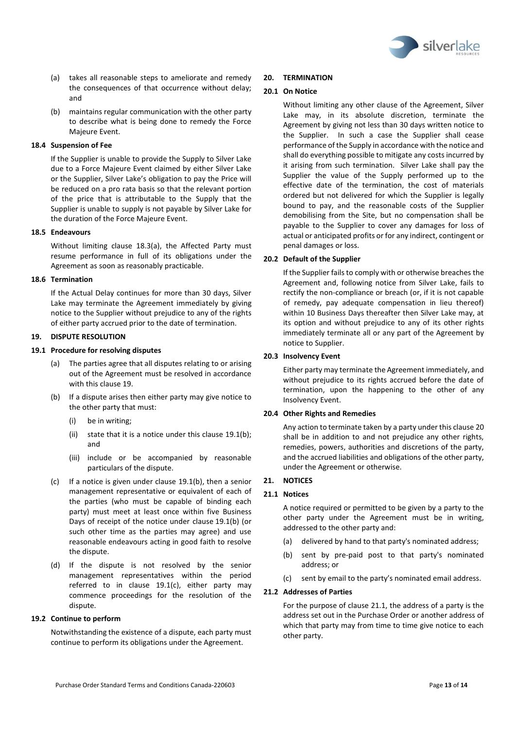(a) takes all reasonable steps to ameliorate and remedy the consequences of that occurrence without delay; and

(b) maintains regular communication with the other party to describe what is being done to remedy the Force Majeure Event.

### 18.4 Suspension of Fee

If the Supplier is unable to provide the Supply to Silver Lake due to a Force Majeure Event claimed by either Silver Lake or the Supplier, Silver Lake's obligation to pay the Price will be reduced on a pro rata basis so that the relevant portion of the price that is attributable to the Supply that the Supplier is unable to supply is not payable by Silver Lake for the duration of the Force Majeure Event.

### 18.5 Endeavours

Without limiting clause 18.3(a), the Affected Party must resume performance in full of its obligations under the Agreement as soon as reasonably practicable.

### 18.6 Termination

If the Actual Delay continues for more than 30 days, Silver Lake may terminate the Agreement immediately by giving notice to the Supplier without prejudice to any of the rights of either party accrued prior to the date of termination.

## 19. DISPUTE RESOLUTION

### 19.1 Procedure for resolving disputes

(a) The parties agree that all disputes relating to or arising out of the Agreement must be resolved in accordance with this clause 19.

(b) If a dispute arises then either party may give notice to the other party that must:

  (i) be in writing;

  (ii) state that it is a notice under this clause 19.1(b); and

  (iii) include or be accompanied by reasonable particulars of the dispute.

(c) If a notice is given under clause 19.1(b), then a senior management representative or equivalent of each of the parties (who must be capable of binding each party) must meet at least once within five Business Days of receipt of the notice under clause 19.1(b) (or such other time as the parties may agree) and use reasonable endeavours acting in good faith to resolve the dispute.

(d) If the dispute is not resolved by the senior management representatives within the period referred to in clause 19.1(c), either party may commence proceedings for the resolution of the dispute.

### 19.2 Continue to perform

Notwithstanding the existence of a dispute, each party must continue to perform its obligations under the Agreement.

## 20. TERMINATION

### 20.1 On Notice

Without limiting any other clause of the Agreement, Silver Lake may, in its absolute discretion, terminate the Agreement by giving not less than 30 days written notice to the Supplier. In such a case the Supplier shall cease performance of the Supply in accordance with the notice and shall do everything possible to mitigate any costs incurred by it arising from such termination. Silver Lake shall pay the Supplier the value of the Supply performed up to the effective date of the termination, the cost of materials ordered but not delivered for which the Supplier is legally bound to pay, and the reasonable costs of the Supplier demobilising from the Site, but no compensation shall be payable to the Supplier to cover any damages for loss of actual or anticipated profits or for any indirect, contingent or penal damages or loss.

### 20.2 Default of the Supplier

If the Supplier fails to comply with or otherwise breaches the Agreement and, following notice from Silver Lake, fails to rectify the non-compliance or breach (or, if it is not capable of remedy, pay adequate compensation in lieu thereof) within 10 Business Days thereafter then Silver Lake may, at its option and without prejudice to any of its other rights immediately terminate all or any part of the Agreement by notice to Supplier.

### 20.3 Insolvency Event

Either party may terminate the Agreement immediately, and without prejudice to its rights accrued before the date of termination, upon the happening to the other of any Insolvency Event.

### 20.4 Other Rights and Remedies

Any action to terminate taken by a party under this clause 20 shall be in addition to and not prejudice any other rights, remedies, powers, authorities and discretions of the party, and the accrued liabilities and obligations of the other party, under the Agreement or otherwise.

## 21. NOTICES

### 21.1 Notices

A notice required or permitted to be given by a party to the other party under the Agreement must be in writing, addressed to the other party and:

(a) delivered by hand to that party's nominated address;

(b) sent by pre-paid post to that party's nominated address; or

(c) sent by email to the party's nominated email address.

### 21.2 Addresses of Parties

For the purpose of clause 21.1, the address of a party is the address set out in the Purchase Order or another address of which that party may from time to time give notice to each other party.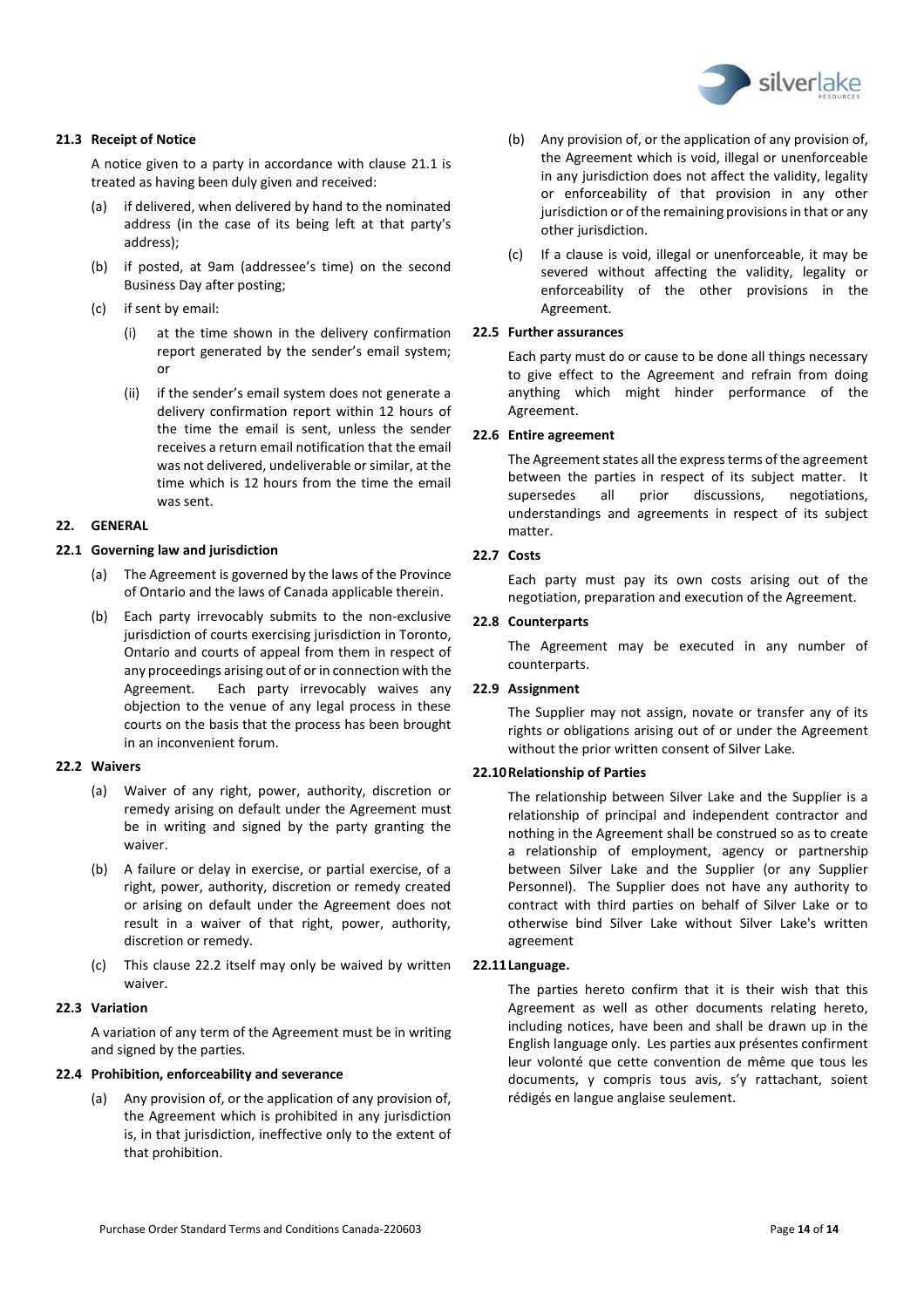### 21.3 Receipt of Notice

A notice given to a party in accordance with clause 21.1 is treated as having been duly given and received:

(a) if delivered, when delivered by hand to the nominated address (in the case of its being left at that party's address);

(b) if posted, at 9am (addressee's time) on the second Business Day after posting;

(c) if sent by email:

  (i) at the time shown in the delivery confirmation report generated by the sender's email system; or

  (ii) if the sender's email system does not generate a delivery confirmation report within 12 hours of the time the email is sent, unless the sender receives a return email notification that the email was not delivered, undeliverable or similar, at the time which is 12 hours from the time the email was sent.

## 22. GENERAL

### 22.1 Governing law and jurisdiction

(a) The Agreement is governed by the laws of the Province of Ontario and the laws of Canada applicable therein.

(b) Each party irrevocably submits to the non-exclusive jurisdiction of courts exercising jurisdiction in Toronto, Ontario and courts of appeal from them in respect of any proceedings arising out of or in connection with the Agreement. Each party irrevocably waives any objection to the venue of any legal process in these courts on the basis that the process has been brought in an inconvenient forum.

### 22.2 Waivers

(a) Waiver of any right, power, authority, discretion or remedy arising on default under the Agreement must be in writing and signed by the party granting the waiver.

(b) A failure or delay in exercise, or partial exercise, of a right, power, authority, discretion or remedy created or arising on default under the Agreement does not result in a waiver of that right, power, authority, discretion or remedy.

(c) This clause 22.2 itself may only be waived by written waiver.

### 22.3 Variation

A variation of any term of the Agreement must be in writing and signed by the parties.

### 22.4 Prohibition, enforceability and severance

(a) Any provision of, or the application of any provision of, the Agreement which is prohibited in any jurisdiction is, in that jurisdiction, ineffective only to the extent of that prohibition.

(b) Any provision of, or the application of any provision of, the Agreement which is void, illegal or unenforceable in any jurisdiction does not affect the validity, legality or enforceability of that provision in any other jurisdiction or of the remaining provisions in that or any other jurisdiction.

(c) If a clause is void, illegal or unenforceable, it may be severed without affecting the validity, legality or enforceability of the other provisions in the Agreement.

### 22.5 Further assurances

Each party must do or cause to be done all things necessary to give effect to the Agreement and refrain from doing anything which might hinder performance of the Agreement.

### 22.6 Entire agreement

The Agreement states all the express terms of the agreement between the parties in respect of its subject matter. It supersedes all prior discussions, negotiations, understandings and agreements in respect of its subject matter.

### 22.7 Costs

Each party must pay its own costs arising out of the negotiation, preparation and execution of the Agreement.

### 22.8 Counterparts

The Agreement may be executed in any number of counterparts.

### 22.9 Assignment

The Supplier may not assign, novate or transfer any of its rights or obligations arising out of or under the Agreement without the prior written consent of Silver Lake.

### 22.10 Relationship of Parties

The relationship between Silver Lake and the Supplier is a relationship of principal and independent contractor and nothing in the Agreement shall be construed so as to create a relationship of employment, agency or partnership between Silver Lake and the Supplier (or any Supplier Personnel). The Supplier does not have any authority to contract with third parties on behalf of Silver Lake or to otherwise bind Silver Lake without Silver Lake's written agreement

### 22.11 Language.

The parties hereto confirm that it is their wish that this Agreement as well as other documents relating hereto, including notices, have been and shall be drawn up in the English language only. Les parties aux présentes confirment leur volonté que cette convention de même que tous les documents, y compris tous avis, s'y rattachant, soient rédigés en langue anglaise seulement.